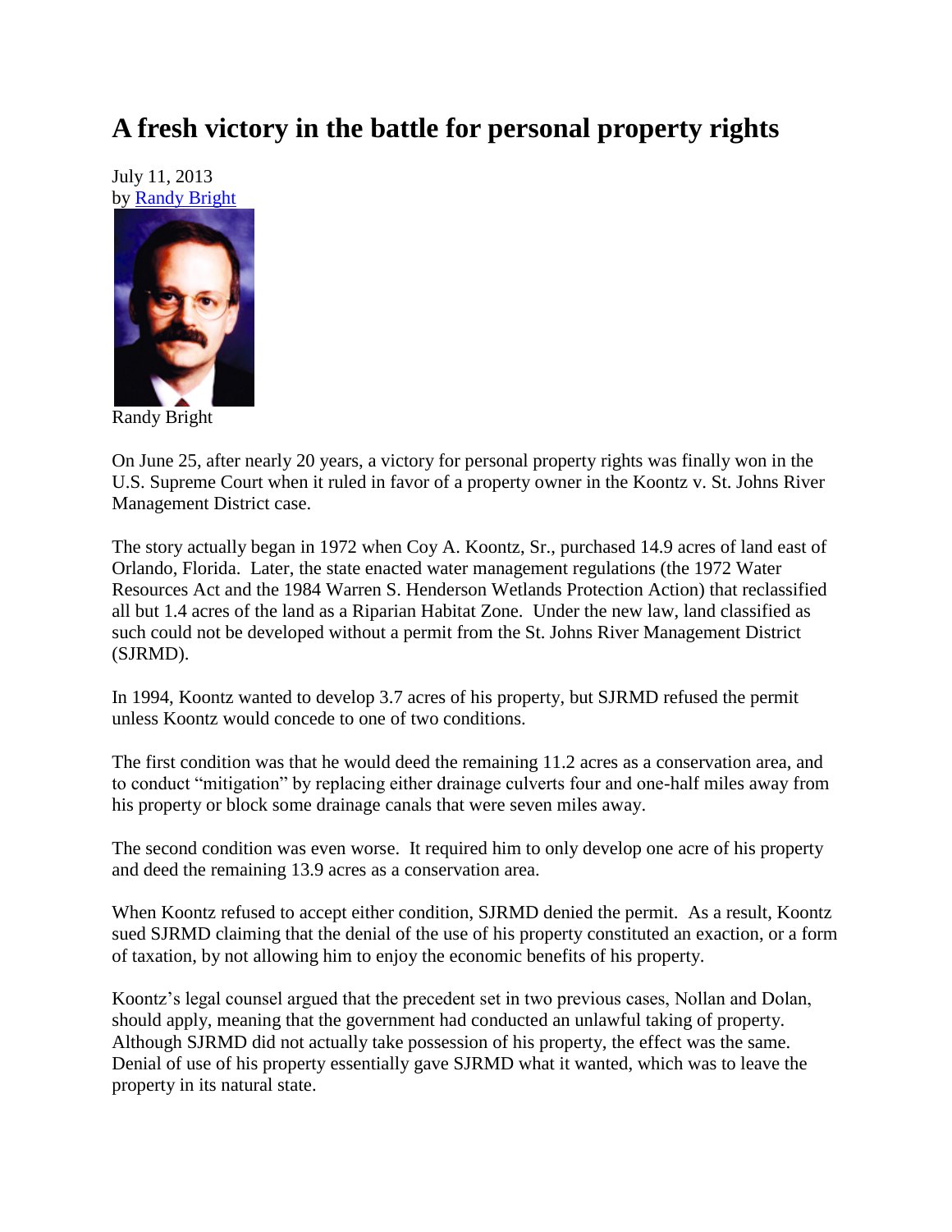# A fresh victory in the battle for personal property rights

July 11, 2013
by Randy Bright

Randy Bright

On June 25, after nearly 20 years, a victory for personal property rights was finally won in the U.S. Supreme Court when it ruled in favor of a property owner in the Koontz v. St. Johns River Management District case.

The story actually began in 1972 when Coy A. Koontz, Sr., purchased 14.9 acres of land east of Orlando, Florida. Later, the state enacted water management regulations (the 1972 Water Resources Act and the 1984 Warren S. Henderson Wetlands Protection Action) that reclassified all but 1.4 acres of the land as a Riparian Habitat Zone. Under the new law, land classified as such could not be developed without a permit from the St. Johns River Management District (SJRMD).

In 1994, Koontz wanted to develop 3.7 acres of his property, but SJRMD refused the permit unless Koontz would concede to one of two conditions.

The first condition was that he would deed the remaining 11.2 acres as a conservation area, and to conduct "mitigation" by replacing either drainage culverts four and one-half miles away from his property or block some drainage canals that were seven miles away.

The second condition was even worse. It required him to only develop one acre of his property and deed the remaining 13.9 acres as a conservation area.

When Koontz refused to accept either condition, SJRMD denied the permit. As a result, Koontz sued SJRMD claiming that the denial of the use of his property constituted an exaction, or a form of taxation, by not allowing him to enjoy the economic benefits of his property.

Koontz's legal counsel argued that the precedent set in two previous cases, Nollan and Dolan, should apply, meaning that the government had conducted an unlawful taking of property. Although SJRMD did not actually take possession of his property, the effect was the same. Denial of use of his property essentially gave SJRMD what it wanted, which was to leave the property in its natural state.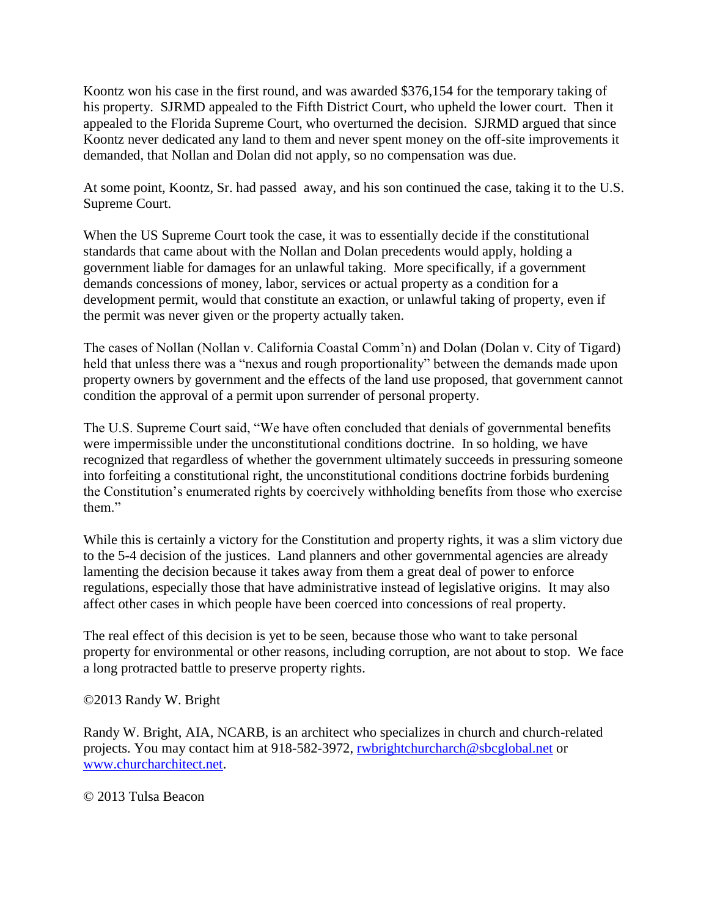Koontz won his case in the first round, and was awarded $376,154 for the temporary taking of his property. SJRMD appealed to the Fifth District Court, who upheld the lower court. Then it appealed to the Florida Supreme Court, who overturned the decision. SJRMD argued that since Koontz never dedicated any land to them and never spent money on the off-site improvements it demanded, that Nollan and Dolan did not apply, so no compensation was due.

At some point, Koontz, Sr. had passed away, and his son continued the case, taking it to the U.S. Supreme Court.

When the US Supreme Court took the case, it was to essentially decide if the constitutional standards that came about with the Nollan and Dolan precedents would apply, holding a government liable for damages for an unlawful taking. More specifically, if a government demands concessions of money, labor, services or actual property as a condition for a development permit, would that constitute an exaction, or unlawful taking of property, even if the permit was never given or the property actually taken.

The cases of Nollan (Nollan v. California Coastal Comm'n) and Dolan (Dolan v. City of Tigard) held that unless there was a "nexus and rough proportionality" between the demands made upon property owners by government and the effects of the land use proposed, that government cannot condition the approval of a permit upon surrender of personal property.

The U.S. Supreme Court said, "We have often concluded that denials of governmental benefits were impermissible under the unconstitutional conditions doctrine. In so holding, we have recognized that regardless of whether the government ultimately succeeds in pressuring someone into forfeiting a constitutional right, the unconstitutional conditions doctrine forbids burdening the Constitution's enumerated rights by coercively withholding benefits from those who exercise them."

While this is certainly a victory for the Constitution and property rights, it was a slim victory due to the 5-4 decision of the justices. Land planners and other governmental agencies are already lamenting the decision because it takes away from them a great deal of power to enforce regulations, especially those that have administrative instead of legislative origins. It may also affect other cases in which people have been coerced into concessions of real property.

The real effect of this decision is yet to be seen, because those who want to take personal property for environmental or other reasons, including corruption, are not about to stop. We face a long protracted battle to preserve property rights.

©2013 Randy W. Bright

Randy W. Bright, AIA, NCARB, is an architect who specializes in church and church-related projects. You may contact him at 918-582-3972, rwbrightchurcharch@sbcglobal.net or www.churcharchitect.net.

© 2013 Tulsa Beacon